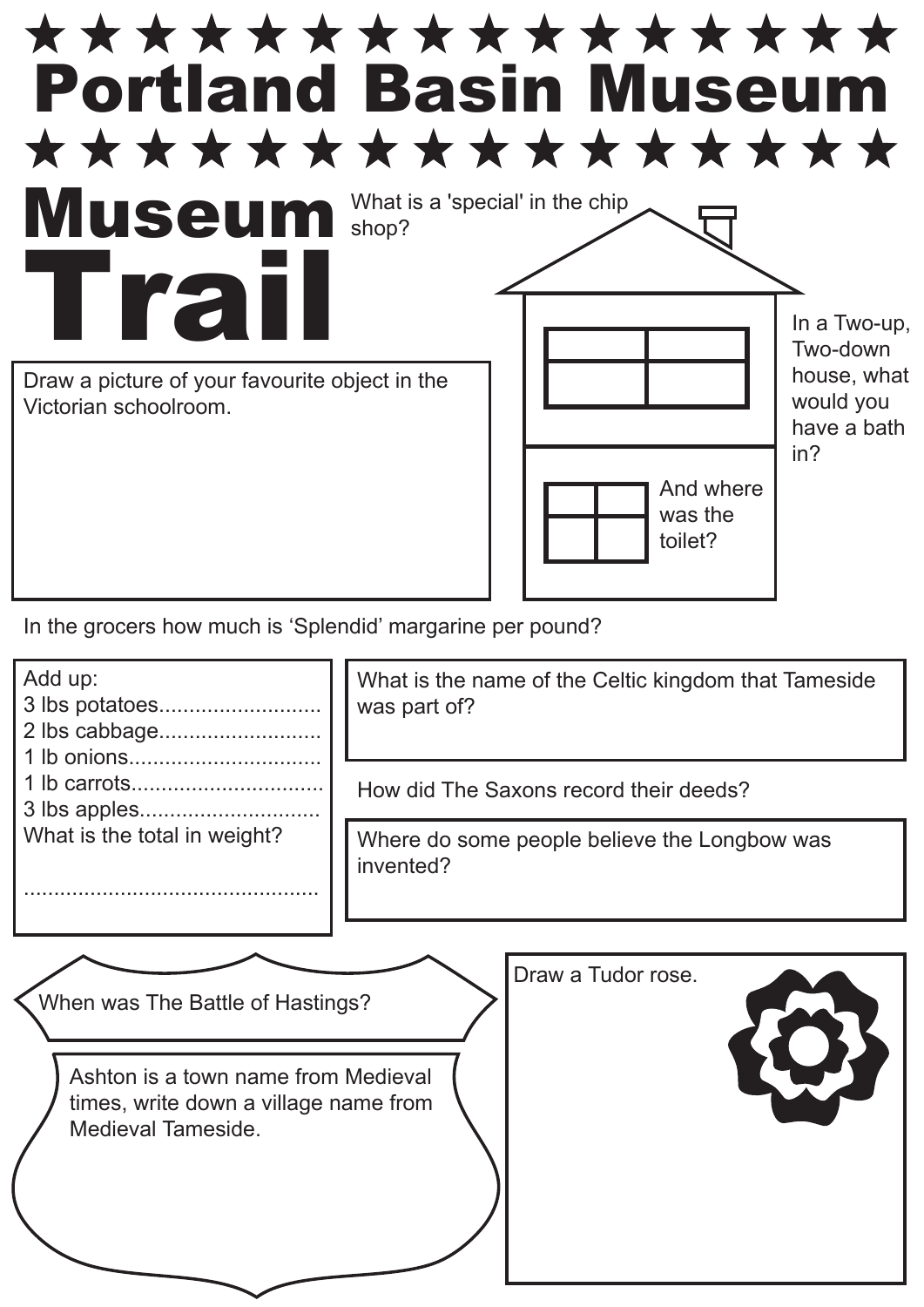# Portland Basin Museum

## Museum Trail

What is a 'special' in the chip shop?

In a Two-up, Two-down house, what would you have a bath in?

And where was the toilet?

Draw a picture of your favourite object in the Victorian schoolroom.

In the grocers how much is 'Splendid' margarine per pound?

Add up:
3 lbs potatoes..........................
2 lbs cabbage..........................
1 lb onions..............................
1 lb carrots..............................
3 lbs apples.............................
What is the total in weight?

................................................

What is the name of the Celtic kingdom that Tameside was part of?

How did The Saxons record their deeds?

Where do some people believe the Longbow was invented?

When was The Battle of Hastings?

Ashton is a town name from Medieval times, write down a village name from Medieval Tameside.

Draw a Tudor rose.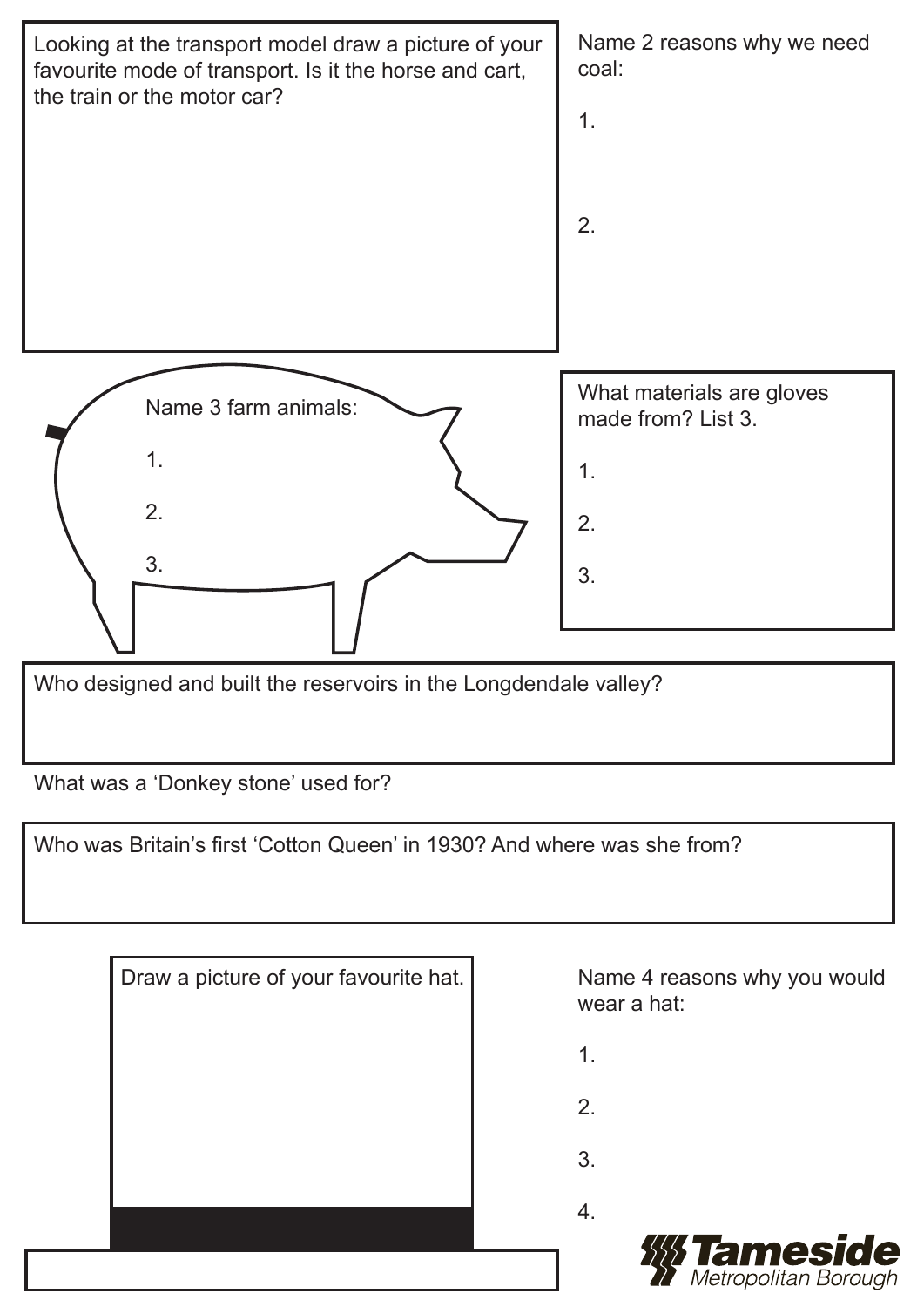Looking at the transport model draw a picture of your favourite mode of transport. Is it the horse and cart, the train or the motor car?

Name 2 reasons why we need coal:

1.

2.

Name 3 farm animals:

1.

2.

3.

What materials are gloves made from? List 3.

1.

2.

3.

Who designed and built the reservoirs in the Longdendale valley?

What was a 'Donkey stone' used for?

Who was Britain's first 'Cotton Queen' in 1930? And where was she from?

Draw a picture of your favourite hat.

Name 4 reasons why you would wear a hat:

1.

2.

3.

4.

Tameside Metropolitan Borough